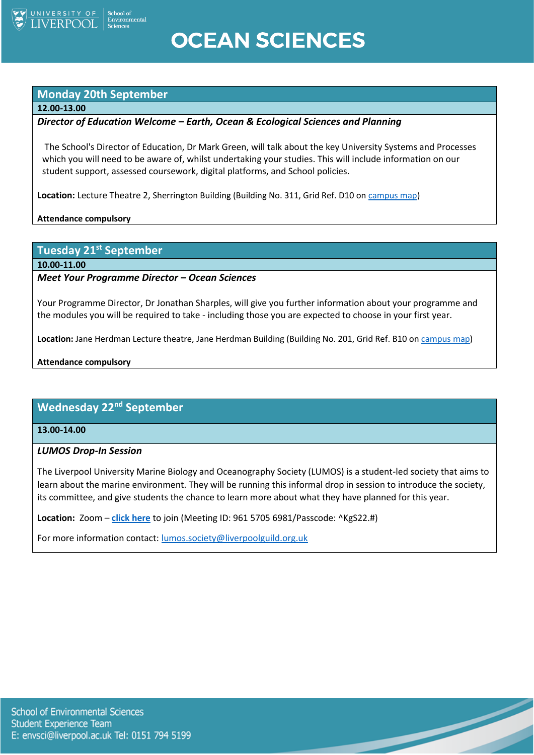UNIVERSITY OF LIVERPOOL School of Environmental Sciences

# OCEAN SCIENCES

## Monday 20th September

**12.00-13.00**

***Director of Education Welcome – Earth, Ocean & Ecological Sciences and Planning***

The School's Director of Education, Dr Mark Green, will talk about the key University Systems and Processes which you will need to be aware of, whilst undertaking your studies. This will include information on our student support, assessed coursework, digital platforms, and School policies.

**Location:** Lecture Theatre 2, Sherrington Building (Building No. 311, Grid Ref. D10 on campus map)

**Attendance compulsory**

## Tuesday 21st September

**10.00-11.00**

***Meet Your Programme Director – Ocean Sciences***

Your Programme Director, Dr Jonathan Sharples, will give you further information about your programme and the modules you will be required to take - including those you are expected to choose in your first year.

**Location:** Jane Herdman Lecture theatre, Jane Herdman Building (Building No. 201, Grid Ref. B10 on campus map)

**Attendance compulsory**

## Wednesday 22nd September

**13.00-14.00**

***LUMOS Drop-In Session***

The Liverpool University Marine Biology and Oceanography Society (LUMOS) is a student-led society that aims to learn about the marine environment. They will be running this informal drop in session to introduce the society, its committee, and give students the chance to learn more about what they have planned for this year.

**Location:** Zoom – **click here** to join (Meeting ID: 961 5705 6981/Passcode: ^KgS22.#)

For more information contact: lumos.society@liverpoolguild.org.uk

School of Environmental Sciences
Student Experience Team
E: envsci@liverpool.ac.uk Tel: 0151 794 5199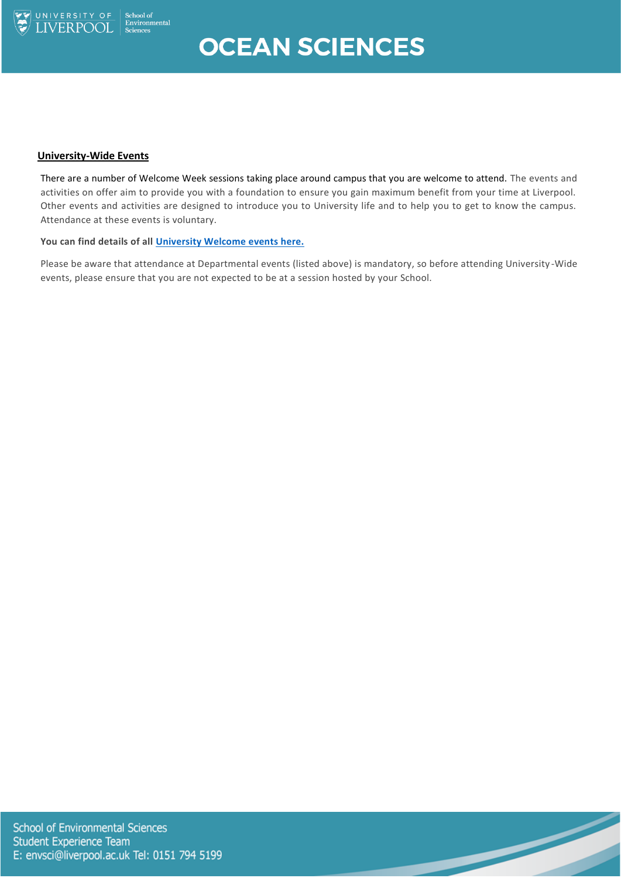## University-Wide Events

There are a number of Welcome Week sessions taking place around campus that you are welcome to attend. The events and activities on offer aim to provide you with a foundation to ensure you gain maximum benefit from your time at Liverpool. Other events and activities are designed to introduce you to University life and to help you to get to know the campus. Attendance at these events is voluntary.

**You can find details of all University Welcome events here.**

Please be aware that attendance at Departmental events (listed above) is mandatory, so before attending University-Wide events, please ensure that you are not expected to be at a session hosted by your School.